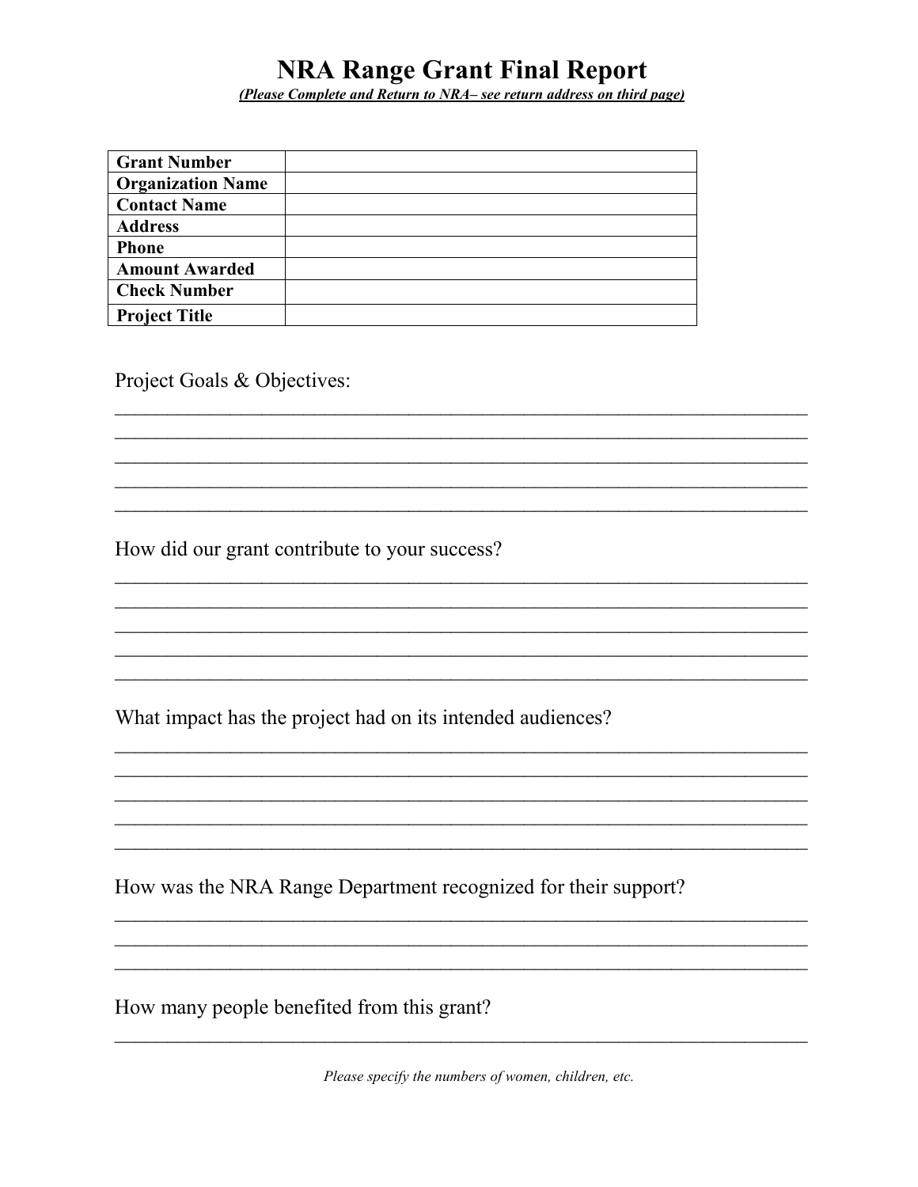# NRA Range Grant Final Report

***(Please Complete and Return to NRA– see return address on third page)***

| | |
|---|---|
| **Grant Number** | |
| **Organization Name** | |
| **Contact Name** | |
| **Address** | |
| **Phone** | |
| **Amount Awarded** | |
| **Check Number** | |
| **Project Title** | |

Project Goals & Objectives:

_______________________________________________________________________

_______________________________________________________________________

_______________________________________________________________________

_______________________________________________________________________

_______________________________________________________________________

How did our grant contribute to your success?

_______________________________________________________________________

_______________________________________________________________________

_______________________________________________________________________

_______________________________________________________________________

_______________________________________________________________________

What impact has the project had on its intended audiences?

_______________________________________________________________________

_______________________________________________________________________

_______________________________________________________________________

_______________________________________________________________________

_______________________________________________________________________

How was the NRA Range Department recognized for their support?

_______________________________________________________________________

_______________________________________________________________________

_______________________________________________________________________

How many people benefited from this grant?

_______________________________________________________________________

*Please specify the numbers of women, children, etc.*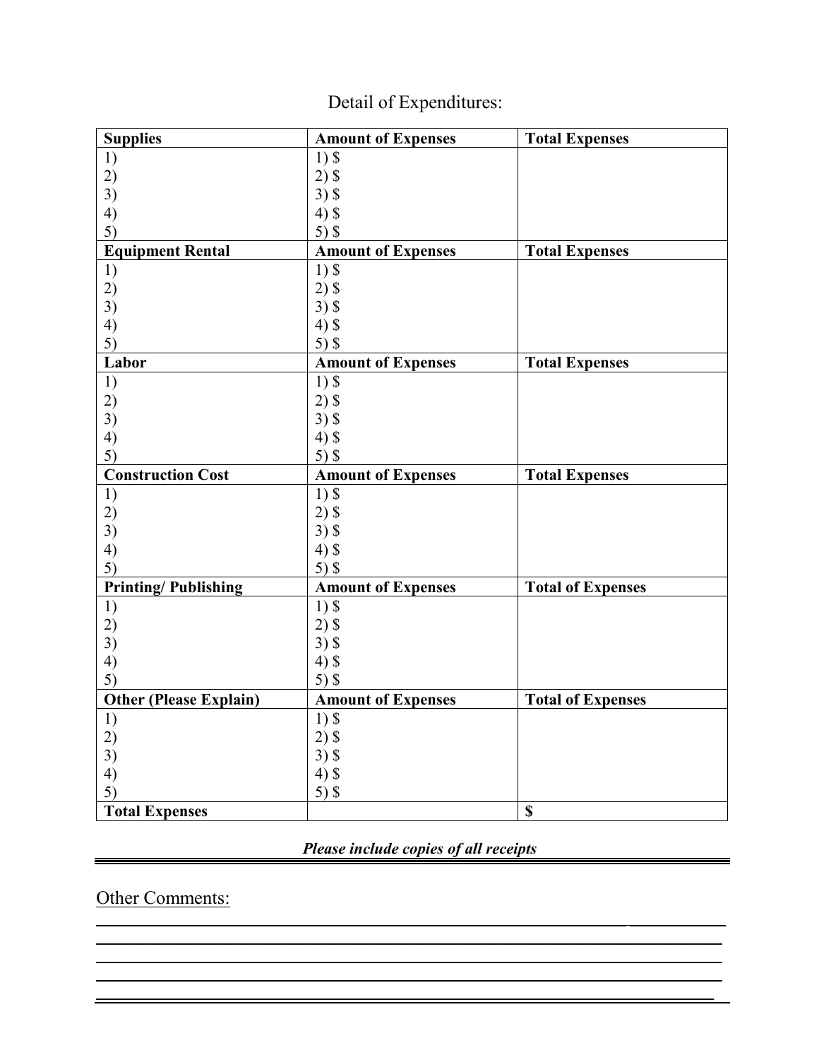Detail of Expenditures:

| **Supplies** | **Amount of Expenses** | **Total Expenses** |
|---|---|---|
| 1) | 1) $ | |
| 2) | 2) $ | |
| 3) | 3) $ | |
| 4) | 4) $ | |
| 5) | 5) $ | |
| **Equipment Rental** | **Amount of Expenses** | **Total Expenses** |
| 1) | 1) $ | |
| 2) | 2) $ | |
| 3) | 3) $ | |
| 4) | 4) $ | |
| 5) | 5) $ | |
| **Labor** | **Amount of Expenses** | **Total Expenses** |
| 1) | 1) $ | |
| 2) | 2) $ | |
| 3) | 3) $ | |
| 4) | 4) $ | |
| 5) | 5) $ | |
| **Construction Cost** | **Amount of Expenses** | **Total Expenses** |
| 1) | 1) $ | |
| 2) | 2) $ | |
| 3) | 3) $ | |
| 4) | 4) $ | |
| 5) | 5) $ | |
| **Printing/ Publishing** | **Amount of Expenses** | **Total of Expenses** |
| 1) | 1) $ | |
| 2) | 2) $ | |
| 3) | 3) $ | |
| 4) | 4) $ | |
| 5) | 5) $ | |
| **Other (Please Explain)** | **Amount of Expenses** | **Total of Expenses** |
| 1) | 1) $ | |
| 2) | 2) $ | |
| 3) | 3) $ | |
| 4) | 4) $ | |
| 5) | 5) $ | |
| **Total Expenses** | | **$** |

***Please include copies of all receipts***

Other Comments:

\_\_\_\_\_\_\_\_\_\_\_\_\_\_\_\_\_\_\_\_\_\_\_\_\_\_\_\_\_\_\_\_\_\_\_\_\_\_\_\_\_\_\_\_\_\_\_\_\_\_\_\_\_\_\_\_\_\_\_\_\_\_\_\_\_\_\_\_\_\_\_\_

\_\_\_\_\_\_\_\_\_\_\_\_\_\_\_\_\_\_\_\_\_\_\_\_\_\_\_\_\_\_\_\_\_\_\_\_\_\_\_\_\_\_\_\_\_\_\_\_\_\_\_\_\_\_\_\_\_\_\_\_\_\_\_\_\_\_\_\_\_\_\_\_

\_\_\_\_\_\_\_\_\_\_\_\_\_\_\_\_\_\_\_\_\_\_\_\_\_\_\_\_\_\_\_\_\_\_\_\_\_\_\_\_\_\_\_\_\_\_\_\_\_\_\_\_\_\_\_\_\_\_\_\_\_\_\_\_\_\_\_\_\_\_\_\_

\_\_\_\_\_\_\_\_\_\_\_\_\_\_\_\_\_\_\_\_\_\_\_\_\_\_\_\_\_\_\_\_\_\_\_\_\_\_\_\_\_\_\_\_\_\_\_\_\_\_\_\_\_\_\_\_\_\_\_\_\_\_\_\_\_\_\_\_\_\_\_\_

\_\_\_\_\_\_\_\_\_\_\_\_\_\_\_\_\_\_\_\_\_\_\_\_\_\_\_\_\_\_\_\_\_\_\_\_\_\_\_\_\_\_\_\_\_\_\_\_\_\_\_\_\_\_\_\_\_\_\_\_\_\_\_\_\_\_\_\_\_\_\_\_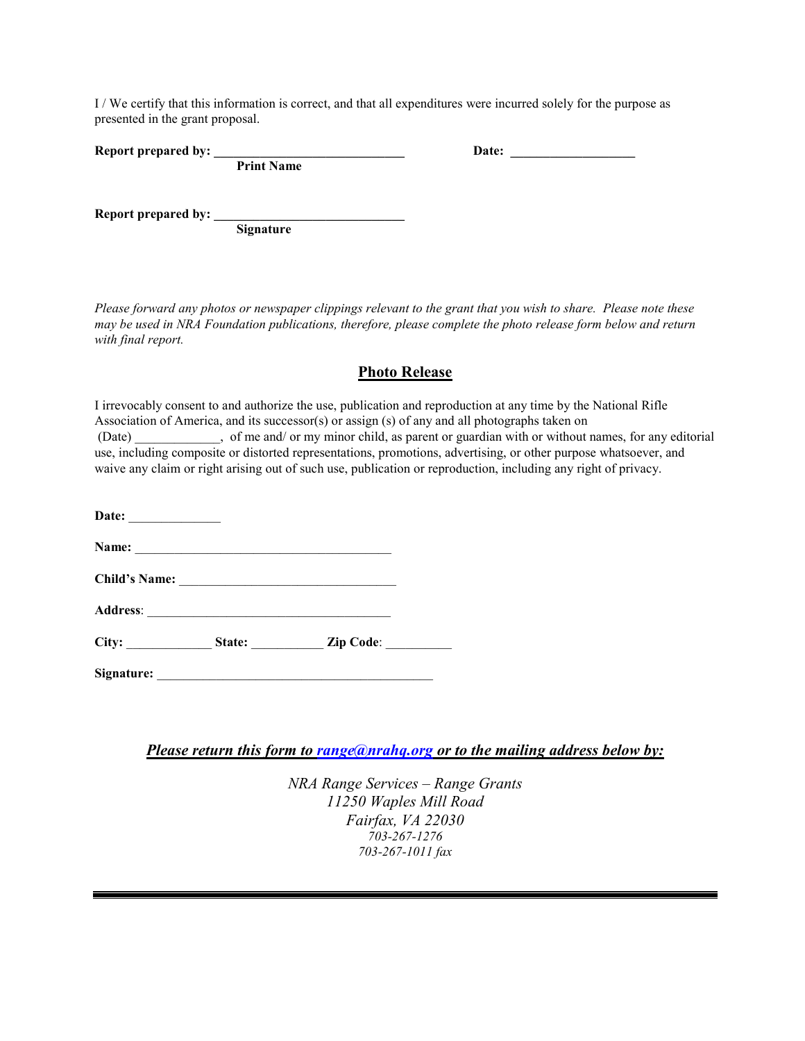I / We certify that this information is correct, and that all expenditures were incurred solely for the purpose as presented in the grant proposal.

**Report prepared by:** ______________________________ **Date:** ____________________
**Print Name**

**Report prepared by:** ______________________________
**Signature**

*Please forward any photos or newspaper clippings relevant to the grant that you wish to share. Please note these may be used in NRA Foundation publications, therefore, please complete the photo release form below and return with final report.*

## Photo Release

I irrevocably consent to and authorize the use, publication and reproduction at any time by the National Rifle Association of America, and its successor(s) or assign (s) of any and all photographs taken on (Date) _____________, of me and/ or my minor child, as parent or guardian with or without names, for any editorial use, including composite or distorted representations, promotions, advertising, or other purpose whatsoever, and waive any claim or right arising out of such use, publication or reproduction, including any right of privacy.

**Date:** ______________

**Name:** _______________________________________

**Child's Name:** _________________________________

**Address**: _____________________________________

**City:** _____________ **State:** ___________ **Zip Code**: __________

**Signature:** __________________________________________

***Please return this form to range@nrahq.org or to the mailing address below by:***

*NRA Range Services – Range Grants*
*11250 Waples Mill Road*
*Fairfax, VA 22030*
*703-267-1276*
*703-267-1011 fax*